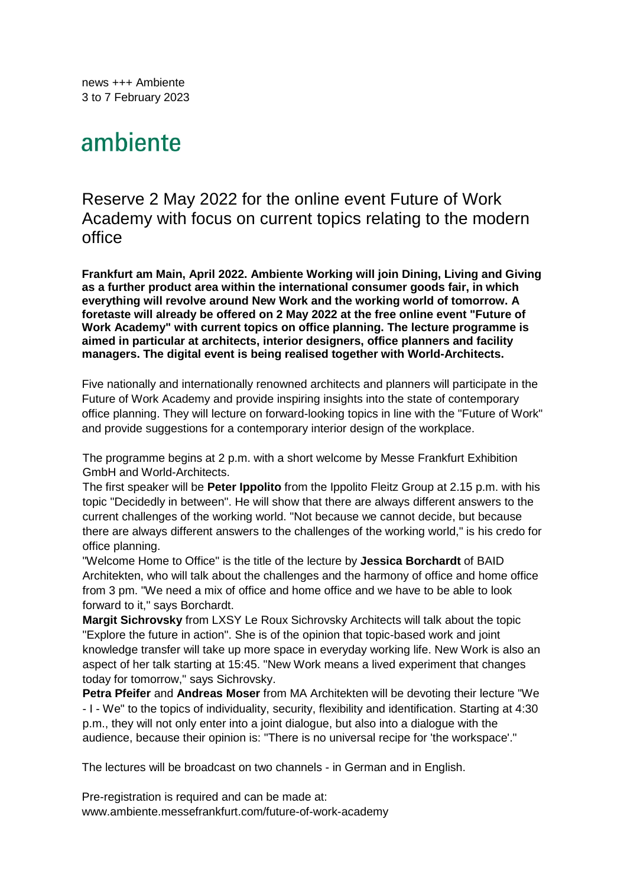news +++ Ambiente
3 to 7 February 2023

# ambiente

## Reserve 2 May 2022 for the online event Future of Work Academy with focus on current topics relating to the modern office

**Frankfurt am Main, April 2022. Ambiente Working will join Dining, Living and Giving as a further product area within the international consumer goods fair, in which everything will revolve around New Work and the working world of tomorrow. A foretaste will already be offered on 2 May 2022 at the free online event "Future of Work Academy" with current topics on office planning. The lecture programme is aimed in particular at architects, interior designers, office planners and facility managers. The digital event is being realised together with World-Architects.**

Five nationally and internationally renowned architects and planners will participate in the Future of Work Academy and provide inspiring insights into the state of contemporary office planning. They will lecture on forward-looking topics in line with the "Future of Work" and provide suggestions for a contemporary interior design of the workplace.

The programme begins at 2 p.m. with a short welcome by Messe Frankfurt Exhibition GmbH and World-Architects.
The first speaker will be **Peter Ippolito** from the Ippolito Fleitz Group at 2.15 p.m. with his topic "Decidedly in between". He will show that there are always different answers to the current challenges of the working world. "Not because we cannot decide, but because there are always different answers to the challenges of the working world," is his credo for office planning.
"Welcome Home to Office" is the title of the lecture by **Jessica Borchardt** of BAID Architekten, who will talk about the challenges and the harmony of office and home office from 3 pm. "We need a mix of office and home office and we have to be able to look forward to it," says Borchardt.
**Margit Sichrovsky** from LXSY Le Roux Sichrovsky Architects will talk about the topic "Explore the future in action". She is of the opinion that topic-based work and joint knowledge transfer will take up more space in everyday working life. New Work is also an aspect of her talk starting at 15:45. "New Work means a lived experiment that changes today for tomorrow," says Sichrovsky.
**Petra Pfeifer** and **Andreas Moser** from MA Architekten will be devoting their lecture "We - I - We" to the topics of individuality, security, flexibility and identification. Starting at 4:30 p.m., they will not only enter into a joint dialogue, but also into a dialogue with the audience, because their opinion is: "There is no universal recipe for 'the workspace'."

The lectures will be broadcast on two channels - in German and in English.

Pre-registration is required and can be made at:
www.ambiente.messefrankfurt.com/future-of-work-academy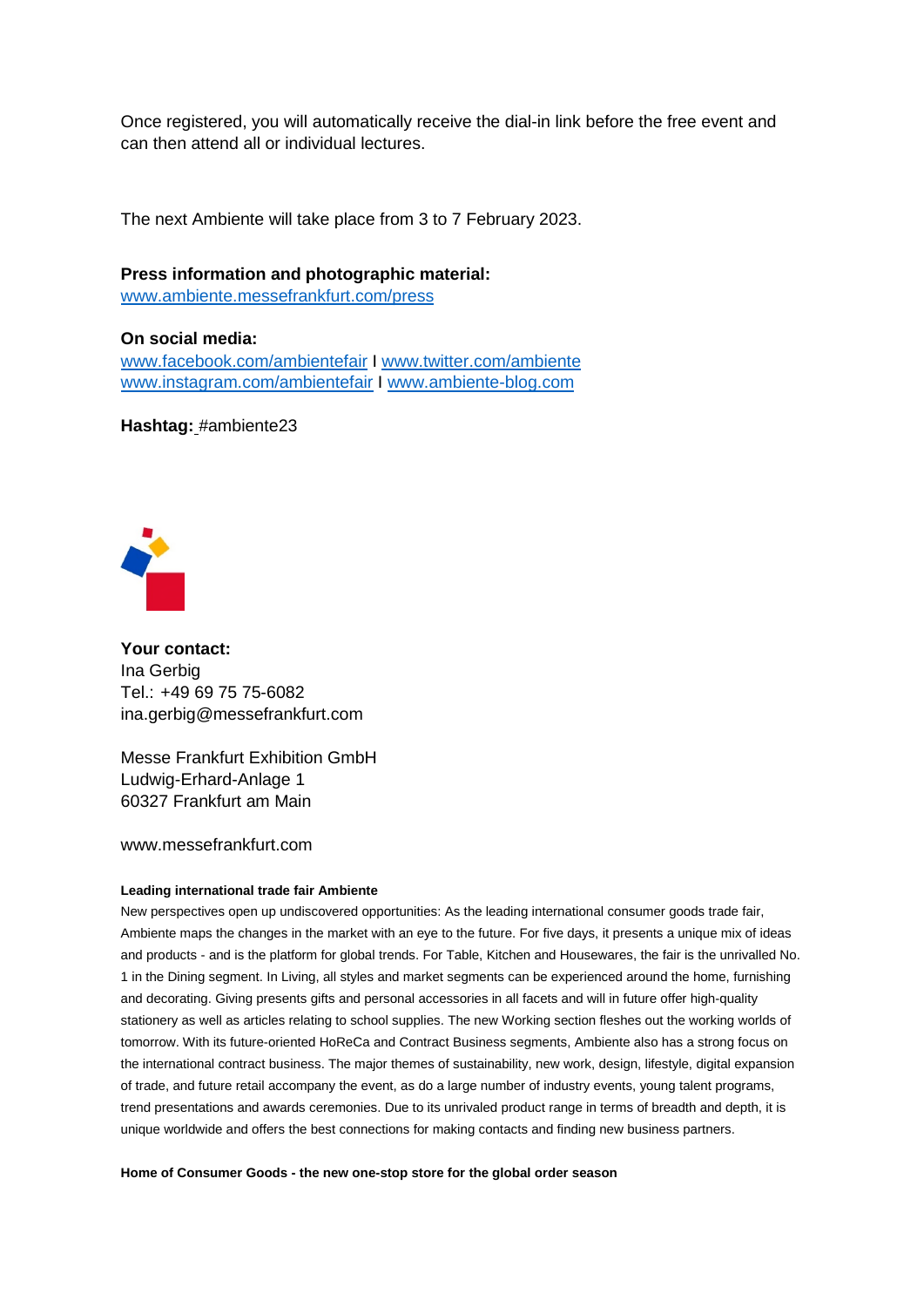Once registered, you will automatically receive the dial-in link before the free event and can then attend all or individual lectures.

The next Ambiente will take place from 3 to 7 February 2023.

**Press information and photographic material:**
www.ambiente.messefrankfurt.com/press

**On social media:**
www.facebook.com/ambientefair I www.twitter.com/ambiente
www.instagram.com/ambientefair I www.ambiente-blog.com

**Hashtag:** #ambiente23

**Your contact:**
Ina Gerbig
Tel.: +49 69 75 75-6082
ina.gerbig@messefrankfurt.com

Messe Frankfurt Exhibition GmbH
Ludwig-Erhard-Anlage 1
60327 Frankfurt am Main

www.messefrankfurt.com

**Leading international trade fair Ambiente**

New perspectives open up undiscovered opportunities: As the leading international consumer goods trade fair, Ambiente maps the changes in the market with an eye to the future. For five days, it presents a unique mix of ideas and products - and is the platform for global trends. For Table, Kitchen and Housewares, the fair is the unrivalled No. 1 in the Dining segment. In Living, all styles and market segments can be experienced around the home, furnishing and decorating. Giving presents gifts and personal accessories in all facets and will in future offer high-quality stationery as well as articles relating to school supplies. The new Working section fleshes out the working worlds of tomorrow. With its future-oriented HoReCa and Contract Business segments, Ambiente also has a strong focus on the international contract business. The major themes of sustainability, new work, design, lifestyle, digital expansion of trade, and future retail accompany the event, as do a large number of industry events, young talent programs, trend presentations and awards ceremonies. Due to its unrivaled product range in terms of breadth and depth, it is unique worldwide and offers the best connections for making contacts and finding new business partners.

**Home of Consumer Goods - the new one-stop store for the global order season**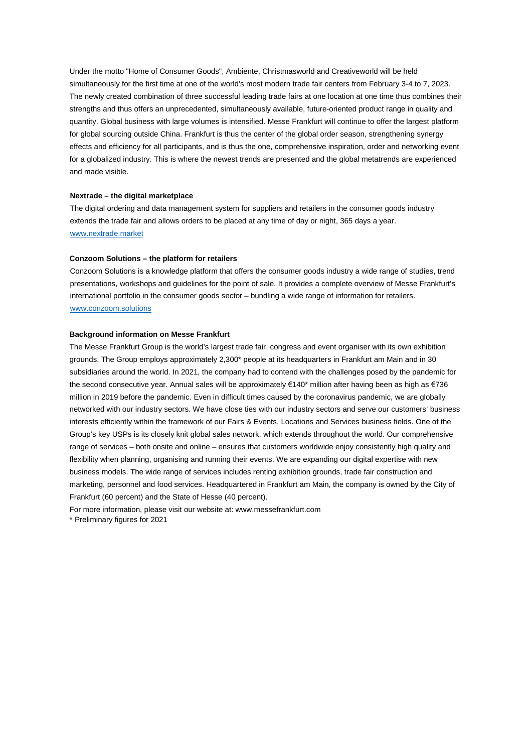Under the motto "Home of Consumer Goods", Ambiente, Christmasworld and Creativeworld will be held simultaneously for the first time at one of the world's most modern trade fair centers from February 3-4 to 7, 2023. The newly created combination of three successful leading trade fairs at one location at one time thus combines their strengths and thus offers an unprecedented, simultaneously available, future-oriented product range in quality and quantity. Global business with large volumes is intensified. Messe Frankfurt will continue to offer the largest platform for global sourcing outside China. Frankfurt is thus the center of the global order season, strengthening synergy effects and efficiency for all participants, and is thus the one, comprehensive inspiration, order and networking event for a globalized industry. This is where the newest trends are presented and the global metatrends are experienced and made visible.

**Nextrade – the digital marketplace**

The digital ordering and data management system for suppliers and retailers in the consumer goods industry extends the trade fair and allows orders to be placed at any time of day or night, 365 days a year.
[www.nextrade.market](www.nextrade.market)

**Conzoom Solutions – the platform for retailers**

Conzoom Solutions is a knowledge platform that offers the consumer goods industry a wide range of studies, trend presentations, workshops and guidelines for the point of sale. It provides a complete overview of Messe Frankfurt's international portfolio in the consumer goods sector – bundling a wide range of information for retailers.
[www.conzoom.solutions](www.conzoom.solutions)

**Background information on Messe Frankfurt**

The Messe Frankfurt Group is the world's largest trade fair, congress and event organiser with its own exhibition grounds. The Group employs approximately 2,300* people at its headquarters in Frankfurt am Main and in 30 subsidiaries around the world. In 2021, the company had to contend with the challenges posed by the pandemic for the second consecutive year. Annual sales will be approximately €140* million after having been as high as €736 million in 2019 before the pandemic. Even in difficult times caused by the coronavirus pandemic, we are globally networked with our industry sectors. We have close ties with our industry sectors and serve our customers' business interests efficiently within the framework of our Fairs & Events, Locations and Services business fields. One of the Group's key USPs is its closely knit global sales network, which extends throughout the world. Our comprehensive range of services – both onsite and online – ensures that customers worldwide enjoy consistently high quality and flexibility when planning, organising and running their events. We are expanding our digital expertise with new business models. The wide range of services includes renting exhibition grounds, trade fair construction and marketing, personnel and food services. Headquartered in Frankfurt am Main, the company is owned by the City of Frankfurt (60 percent) and the State of Hesse (40 percent).

For more information, please visit our website at: www.messefrankfurt.com
* Preliminary figures for 2021